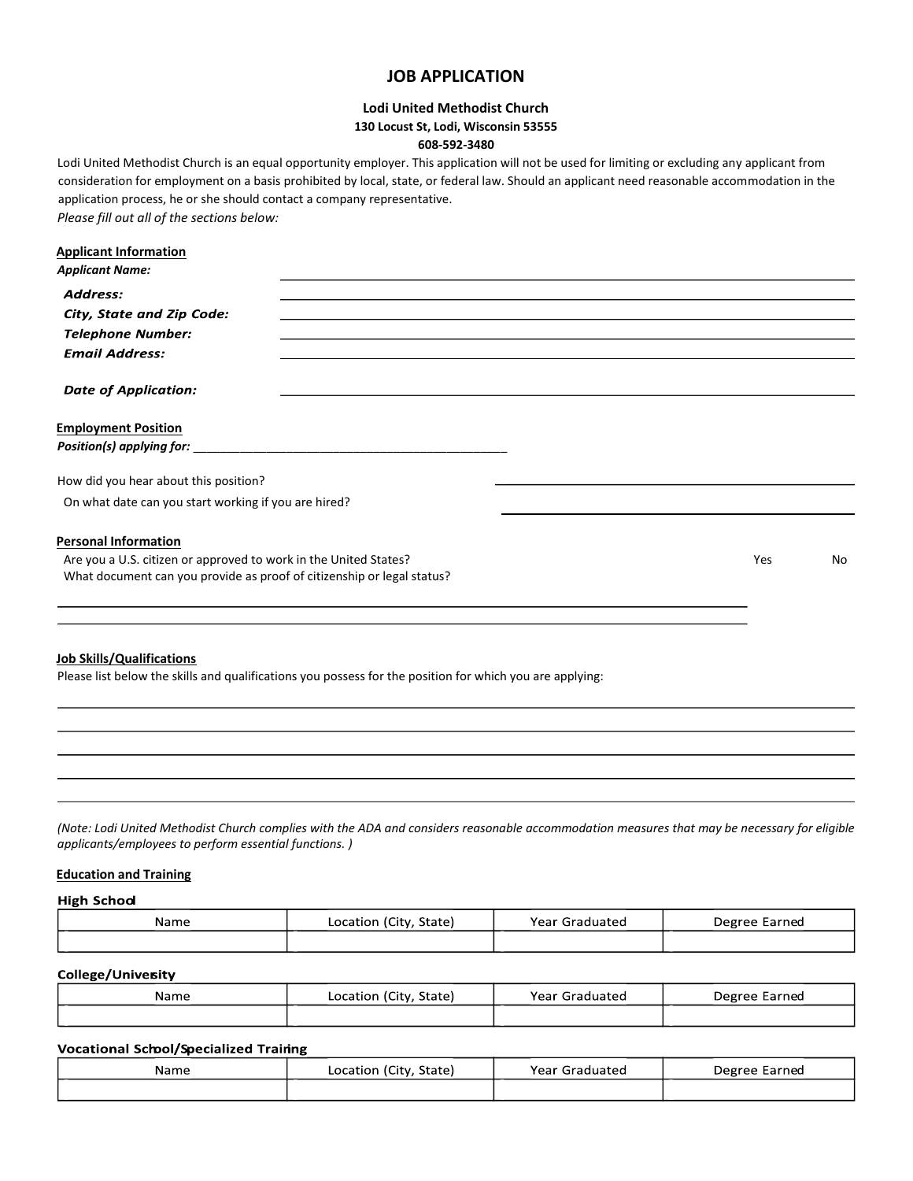# JOB APPLICATION

**Lodi United Methodist Church**
**130 Locust St, Lodi, Wisconsin 53555**
**608-592-3480**

Lodi United Methodist Church is an equal opportunity employer. This application will not be used for limiting or excluding any applicant from consideration for employment on a basis prohibited by local, state, or federal law. Should an applicant need reasonable accommodation in the application process, he or she should contact a company representative.

*Please fill out all of the sections below:*

## Applicant Information

***Applicant Name:*** ______________________________

***Address:*** ______________________________

***City, State and Zip Code:*** ______________________________

***Telephone Number:*** ______________________________

***Email Address:*** ______________________________

***Date of Application:*** ______________________________

## Employment Position

***Position(s) applying for:*** ______________________________

How did you hear about this position? ______________________________

On what date can you start working if you are hired? ______________________________

## Personal Information

Are you a U.S. citizen or approved to work in the United States? Yes No

What document can you provide as proof of citizenship or legal status?

______________________________

______________________________

## Job Skills/Qualifications

Please list below the skills and qualifications you possess for the position for which you are applying:

______________________________

______________________________

______________________________

______________________________

______________________________

*(Note: Lodi United Methodist Church complies with the ADA and considers reasonable accommodation measures that may be necessary for eligible applicants/employees to perform essential functions. )*

## Education and Training

### High School

| Name | Location (City, State) | Year Graduated | Degree Earned |
|---|---|---|---|
| | | | |

### College/University

| Name | Location (City, State) | Year Graduated | Degree Earned |
|---|---|---|---|
| | | | |

### Vocational School/Specialized Training

| Name | Location (City, State) | Year Graduated | Degree Earned |
|---|---|---|---|
| | | | |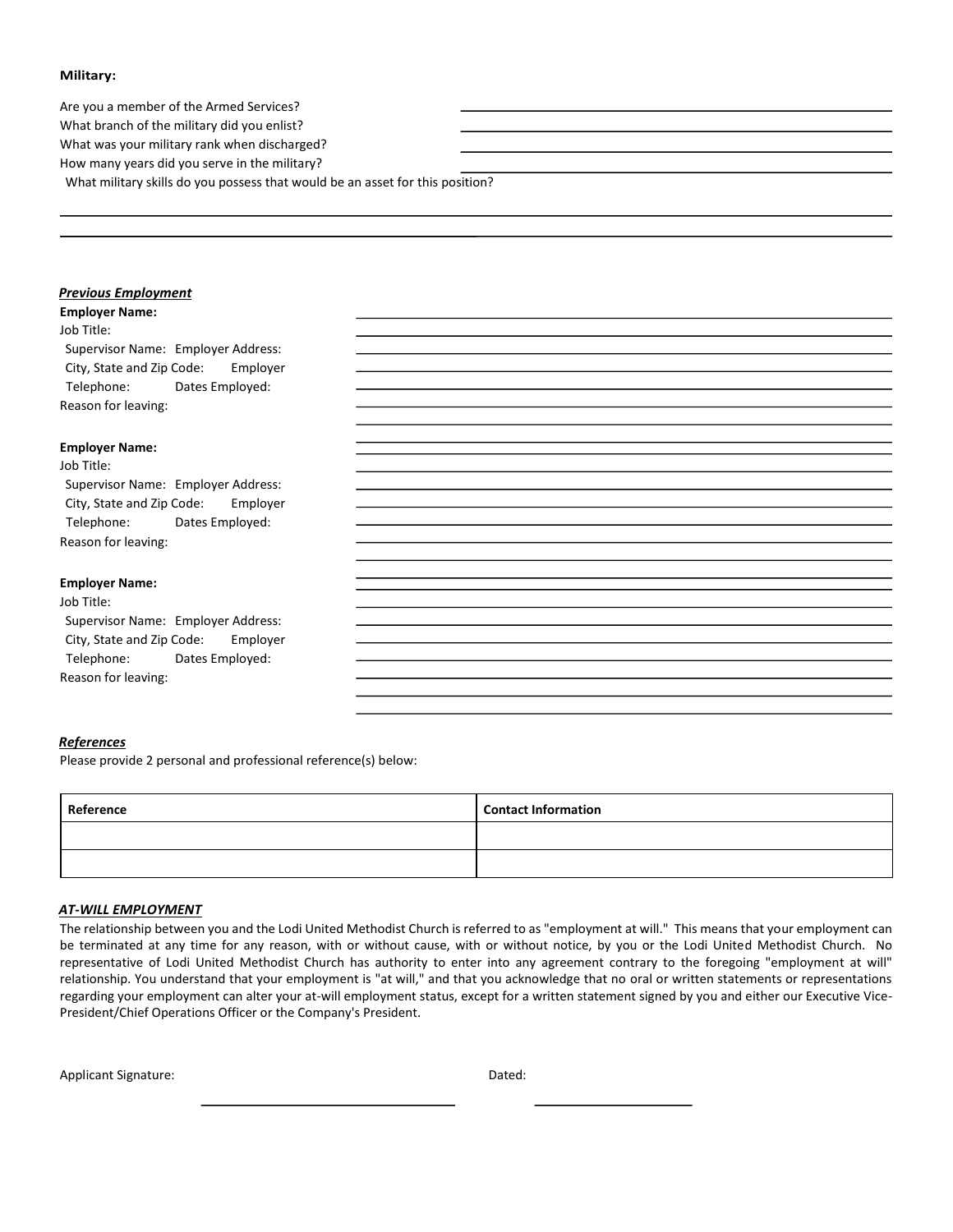**Military:**

Are you a member of the Armed Services? \_\_\_\_\_\_\_\_\_\_\_\_\_\_\_\_\_\_\_\_

What branch of the military did you enlist? \_\_\_\_\_\_\_\_\_\_\_\_\_\_\_\_\_\_\_\_

What was your military rank when discharged? \_\_\_\_\_\_\_\_\_\_\_\_\_\_\_\_\_\_\_\_

How many years did you serve in the military? \_\_\_\_\_\_\_\_\_\_\_\_\_\_\_\_\_\_\_\_

What military skills do you possess that would be an asset for this position?

\_\_\_\_\_\_\_\_\_\_\_\_\_\_\_\_\_\_\_\_\_\_\_\_\_\_\_\_\_\_\_\_\_\_\_\_\_\_\_\_

\_\_\_\_\_\_\_\_\_\_\_\_\_\_\_\_\_\_\_\_\_\_\_\_\_\_\_\_\_\_\_\_\_\_\_\_\_\_\_\_

***Previous Employment***

**Employer Name:**
Job Title:
Supervisor Name: Employer Address:
City, State and Zip Code: Employer
Telephone: Dates Employed:
Reason for leaving:

**Employer Name:**
Job Title:
Supervisor Name: Employer Address:
City, State and Zip Code: Employer
Telephone: Dates Employed:
Reason for leaving:

**Employer Name:**
Job Title:
Supervisor Name: Employer Address:
City, State and Zip Code: Employer
Telephone: Dates Employed:
Reason for leaving:

***References***

Please provide 2 personal and professional reference(s) below:

| **Reference** | **Contact Information** |
|---|---|
| | |
| | |

***AT-WILL EMPLOYMENT***

The relationship between you and the Lodi United Methodist Church is referred to as "employment at will." This means that your employment can be terminated at any time for any reason, with or without cause, with or without notice, by you or the Lodi United Methodist Church. No representative of Lodi United Methodist Church has authority to enter into any agreement contrary to the foregoing "employment at will" relationship. You understand that your employment is "at will," and that you acknowledge that no oral or written statements or representations regarding your employment can alter your at-will employment status, except for a written statement signed by you and either our Executive Vice-President/Chief Operations Officer or the Company's President.

Applicant Signature: \_\_\_\_\_\_\_\_\_\_\_\_\_\_\_\_\_\_\_\_ Dated: \_\_\_\_\_\_\_\_\_\_\_\_